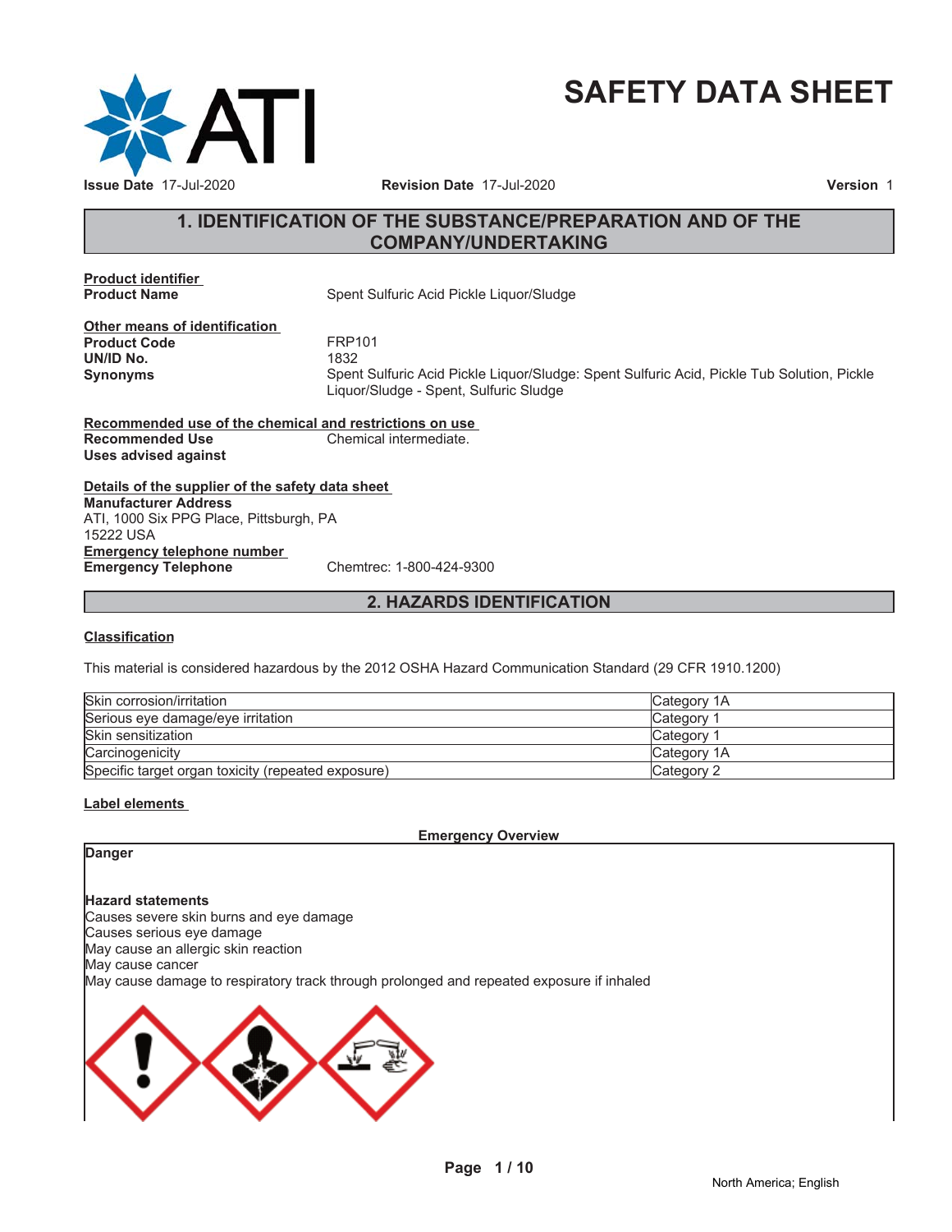# SAFETY DATA SHEET

**Issue Date** 17-Jul-2020 **Revision Date** 17-Jul-2020 **Version** 1

## 1. IDENTIFICATION OF THE SUBSTANCE/PREPARATION AND OF THE COMPANY/UNDERTAKING

**Product identifier**

**Product Name** Spent Sulfuric Acid Pickle Liquor/Sludge

**Other means of identification**

**Product Code** FRP101

**UN/ID No.** 1832

**Synonyms** Spent Sulfuric Acid Pickle Liquor/Sludge: Spent Sulfuric Acid, Pickle Tub Solution, Pickle Liquor/Sludge - Spent, Sulfuric Sludge

**Recommended use of the chemical and restrictions on use**

**Recommended Use** Chemical intermediate.

**Uses advised against**

**Details of the supplier of the safety data sheet**

**Manufacturer Address**
ATI, 1000 Six PPG Place, Pittsburgh, PA
15222 USA

**Emergency telephone number**

**Emergency Telephone** Chemtrec: 1-800-424-9300

## 2. HAZARDS IDENTIFICATION

**Classification**

This material is considered hazardous by the 2012 OSHA Hazard Communication Standard (29 CFR 1910.1200)

| | |
|---|---|
| Skin corrosion/irritation | Category 1A |
| Serious eye damage/eye irritation | Category 1 |
| Skin sensitization | Category 1 |
| Carcinogenicity | Category 1A |
| Specific target organ toxicity (repeated exposure) | Category 2 |

**Label elements**

**Emergency Overview**

**Danger**

**Hazard statements**

Causes severe skin burns and eye damage
Causes serious eye damage
May cause an allergic skin reaction
May cause cancer
May cause damage to respiratory track through prolonged and repeated exposure if inhaled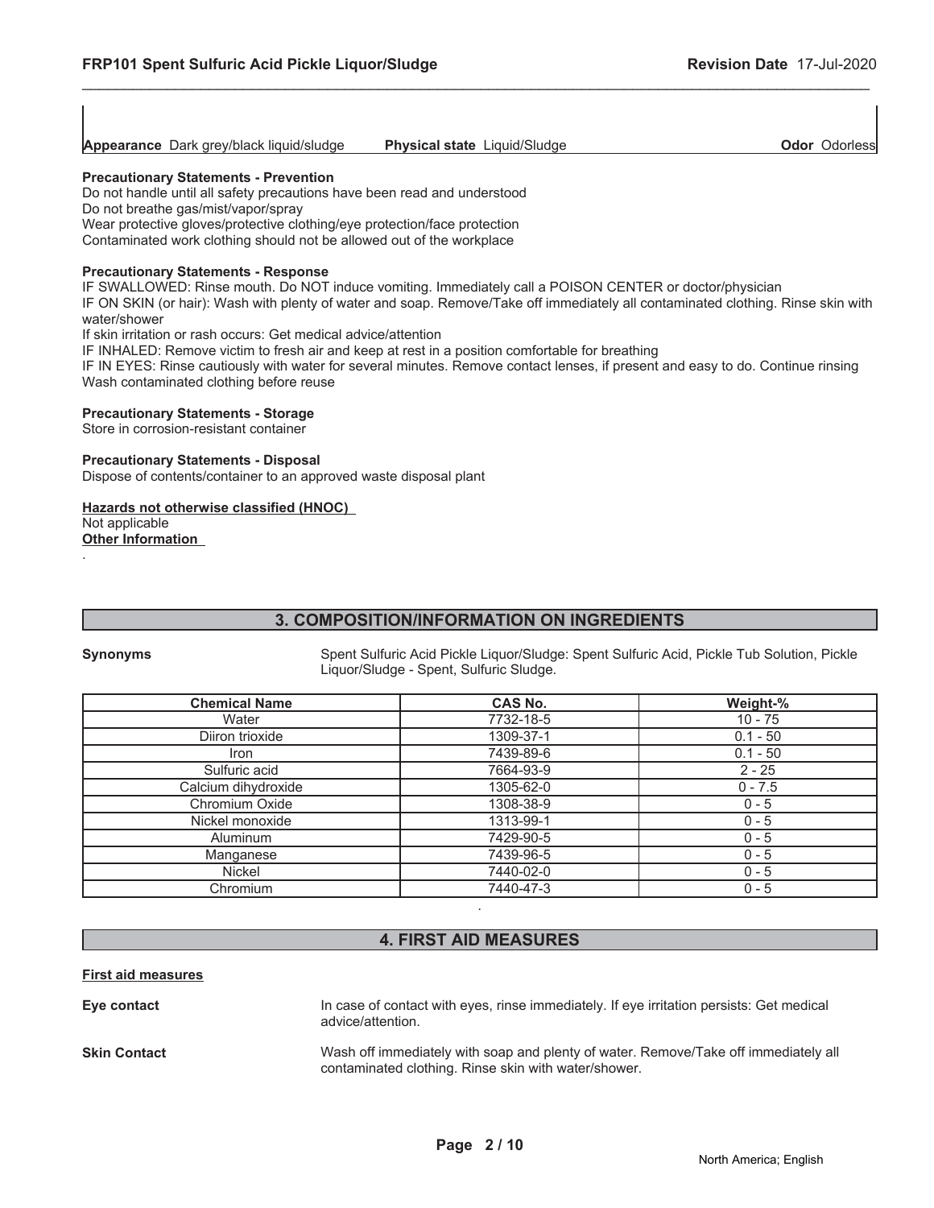**Appearance** Dark grey/black liquid/sludge **Physical state** Liquid/Sludge **Odor** Odorless

**Precautionary Statements - Prevention**

Do not handle until all safety precautions have been read and understood
Do not breathe gas/mist/vapor/spray
Wear protective gloves/protective clothing/eye protection/face protection
Contaminated work clothing should not be allowed out of the workplace

**Precautionary Statements - Response**

IF SWALLOWED: Rinse mouth. Do NOT induce vomiting. Immediately call a POISON CENTER or doctor/physician
IF ON SKIN (or hair): Wash with plenty of water and soap. Remove/Take off immediately all contaminated clothing. Rinse skin with water/shower
If skin irritation or rash occurs: Get medical advice/attention
IF INHALED: Remove victim to fresh air and keep at rest in a position comfortable for breathing
IF IN EYES: Rinse cautiously with water for several minutes. Remove contact lenses, if present and easy to do. Continue rinsing
Wash contaminated clothing before reuse

**Precautionary Statements - Storage**

Store in corrosion-resistant container

**Precautionary Statements - Disposal**

Dispose of contents/container to an approved waste disposal plant

**Hazards not otherwise classified (HNOC)**

Not applicable

**Other Information**

.

## 3. COMPOSITION/INFORMATION ON INGREDIENTS

**Synonyms** Spent Sulfuric Acid Pickle Liquor/Sludge: Spent Sulfuric Acid, Pickle Tub Solution, Pickle Liquor/Sludge - Spent, Sulfuric Sludge.

| Chemical Name | CAS No. | Weight-% |
|---|---|---|
| Water | 7732-18-5 | 10 - 75 |
| Diiron trioxide | 1309-37-1 | 0.1 - 50 |
| Iron | 7439-89-6 | 0.1 - 50 |
| Sulfuric acid | 7664-93-9 | 2 - 25 |
| Calcium dihydroxide | 1305-62-0 | 0 - 7.5 |
| Chromium Oxide | 1308-38-9 | 0 - 5 |
| Nickel monoxide | 1313-99-1 | 0 - 5 |
| Aluminum | 7429-90-5 | 0 - 5 |
| Manganese | 7439-96-5 | 0 - 5 |
| Nickel | 7440-02-0 | 0 - 5 |
| Chromium | 7440-47-3 | 0 - 5 |

.

## 4. FIRST AID MEASURES

**First aid measures**

**Eye contact** In case of contact with eyes, rinse immediately. If eye irritation persists: Get medical advice/attention.

**Skin Contact** Wash off immediately with soap and plenty of water. Remove/Take off immediately all contaminated clothing. Rinse skin with water/shower.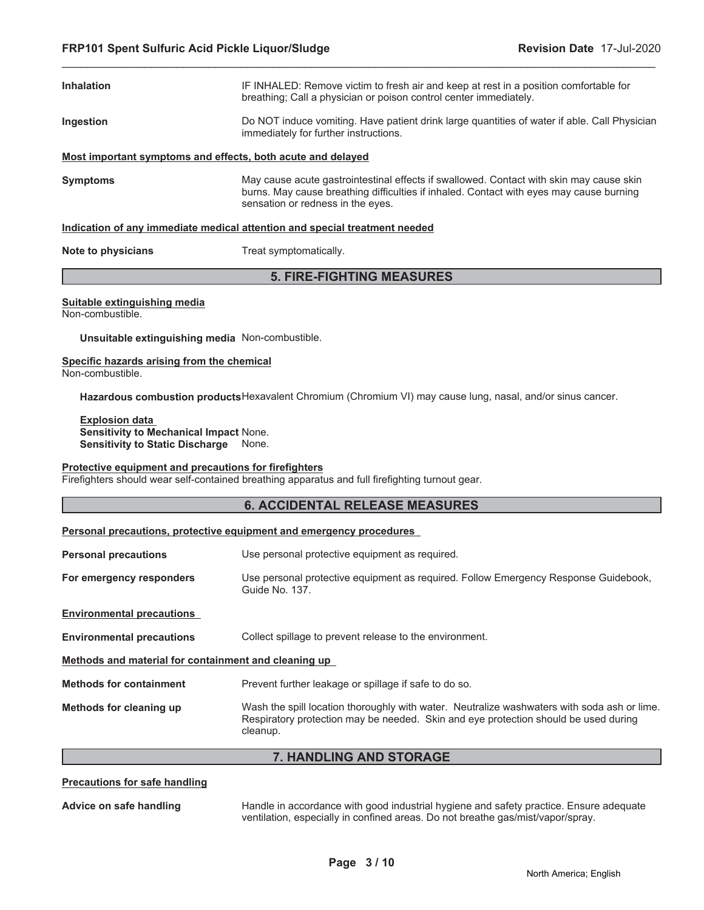**Inhalation** IF INHALED: Remove victim to fresh air and keep at rest in a position comfortable for breathing; Call a physician or poison control center immediately.

**Ingestion** Do NOT induce vomiting. Have patient drink large quantities of water if able. Call Physician immediately for further instructions.

**Most important symptoms and effects, both acute and delayed**

**Symptoms** May cause acute gastrointestinal effects if swallowed. Contact with skin may cause skin burns. May cause breathing difficulties if inhaled. Contact with eyes may cause burning sensation or redness in the eyes.

**Indication of any immediate medical attention and special treatment needed**

**Note to physicians** Treat symptomatically.

## 5. FIRE-FIGHTING MEASURES

**Suitable extinguishing media**
Non-combustible.

**Unsuitable extinguishing media** Non-combustible.

**Specific hazards arising from the chemical**
Non-combustible.

**Hazardous combustion products** Hexavalent Chromium (Chromium VI) may cause lung, nasal, and/or sinus cancer.

**Explosion data**
**Sensitivity to Mechanical Impact** None.
**Sensitivity to Static Discharge** None.

**Protective equipment and precautions for firefighters**
Firefighters should wear self-contained breathing apparatus and full firefighting turnout gear.

## 6. ACCIDENTAL RELEASE MEASURES

**Personal precautions, protective equipment and emergency procedures**

**Personal precautions** Use personal protective equipment as required.

**For emergency responders** Use personal protective equipment as required. Follow Emergency Response Guidebook, Guide No. 137.

**Environmental precautions**

**Environmental precautions** Collect spillage to prevent release to the environment.

**Methods and material for containment and cleaning up**

**Methods for containment** Prevent further leakage or spillage if safe to do so.

**Methods for cleaning up** Wash the spill location thoroughly with water. Neutralize washwaters with soda ash or lime. Respiratory protection may be needed. Skin and eye protection should be used during cleanup.

## 7. HANDLING AND STORAGE

**Precautions for safe handling**

**Advice on safe handling** Handle in accordance with good industrial hygiene and safety practice. Ensure adequate ventilation, especially in confined areas. Do not breathe gas/mist/vapor/spray.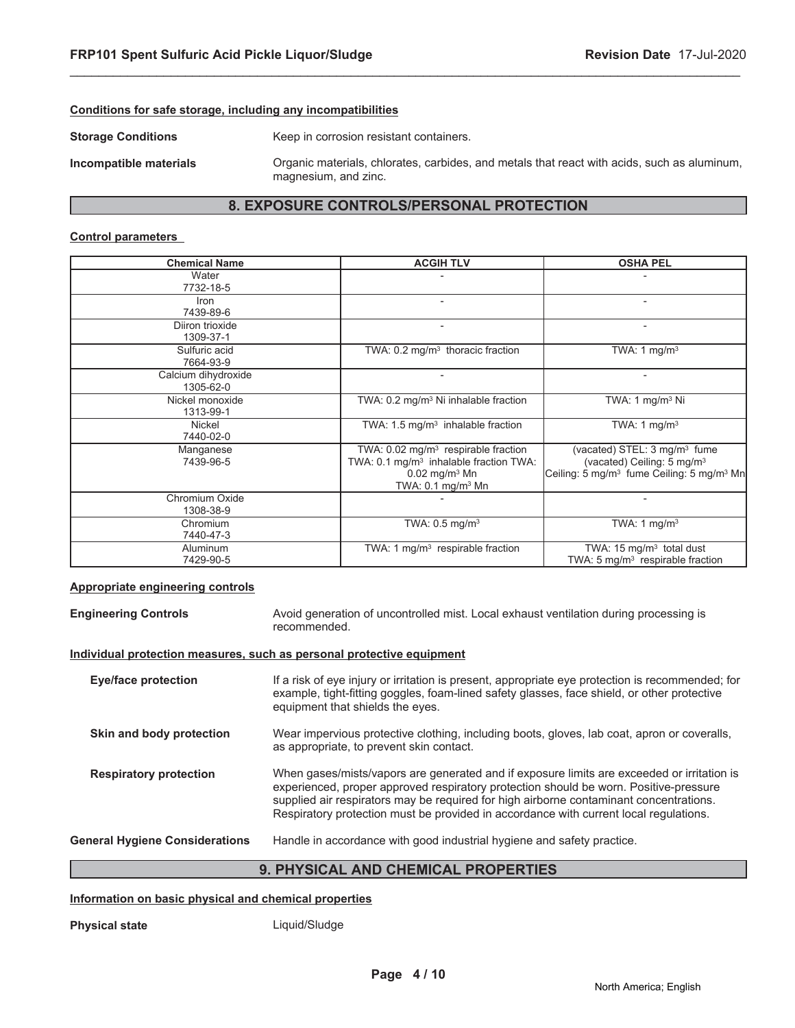#### Conditions for safe storage, including any incompatibilities

**Storage Conditions** Keep in corrosion resistant containers.

**Incompatible materials** Organic materials, chlorates, carbides, and metals that react with acids, such as aluminum, magnesium, and zinc.

## 8. EXPOSURE CONTROLS/PERSONAL PROTECTION

#### Control parameters

| Chemical Name | ACGIH TLV | OSHA PEL |
|---|---|---|
| Water<br>7732-18-5 | - | - |
| Iron<br>7439-89-6 | - | - |
| Diiron trioxide<br>1309-37-1 | - | - |
| Sulfuric acid<br>7664-93-9 | TWA: 0.2 mg/m³ thoracic fraction | TWA: 1 mg/m³ |
| Calcium dihydroxide<br>1305-62-0 | - | - |
| Nickel monoxide<br>1313-99-1 | TWA: 0.2 mg/m³ Ni inhalable fraction | TWA: 1 mg/m³ Ni |
| Nickel<br>7440-02-0 | TWA: 1.5 mg/m³ inhalable fraction | TWA: 1 mg/m³ |
| Manganese<br>7439-96-5 | TWA: 0.02 mg/m³ respirable fraction<br>TWA: 0.1 mg/m³ inhalable fraction TWA: 0.02 mg/m³ Mn<br>TWA: 0.1 mg/m³ Mn | (vacated) STEL: 3 mg/m³ fume<br>(vacated) Ceiling: 5 mg/m³<br>Ceiling: 5 mg/m³ fume Ceiling: 5 mg/m³ Mn |
| Chromium Oxide<br>1308-38-9 | - | - |
| Chromium<br>7440-47-3 | TWA: 0.5 mg/m³ | TWA: 1 mg/m³ |
| Aluminum<br>7429-90-5 | TWA: 1 mg/m³ respirable fraction | TWA: 15 mg/m³ total dust<br>TWA: 5 mg/m³ respirable fraction |

#### Appropriate engineering controls

**Engineering Controls** Avoid generation of uncontrolled mist. Local exhaust ventilation during processing is recommended.

#### Individual protection measures, such as personal protective equipment

**Eye/face protection** If a risk of eye injury or irritation is present, appropriate eye protection is recommended; for example, tight-fitting goggles, foam-lined safety glasses, face shield, or other protective equipment that shields the eyes.

**Skin and body protection** Wear impervious protective clothing, including boots, gloves, lab coat, apron or coveralls, as appropriate, to prevent skin contact.

**Respiratory protection** When gases/mists/vapors are generated and if exposure limits are exceeded or irritation is experienced, proper approved respiratory protection should be worn. Positive-pressure supplied air respirators may be required for high airborne contaminant concentrations. Respiratory protection must be provided in accordance with current local regulations.

**General Hygiene Considerations** Handle in accordance with good industrial hygiene and safety practice.

## 9. PHYSICAL AND CHEMICAL PROPERTIES

#### Information on basic physical and chemical properties

**Physical state** Liquid/Sludge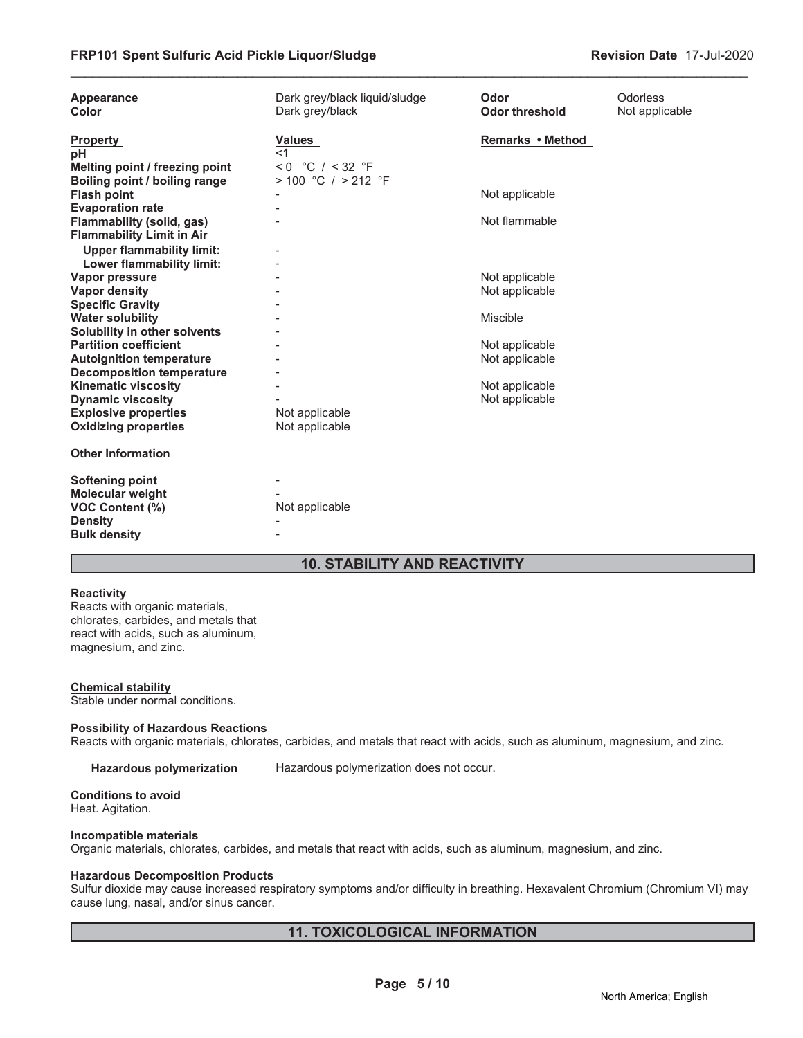| | | | |
|---|---|---|---|
| **Appearance** | Dark grey/black liquid/sludge | **Odor** | Odorless |
| **Color** | Dark grey/black | **Odor threshold** | Not applicable |

| **Property** | **Values** | **Remarks • Method** |
|---|---|---|
| **pH** | <1 | |
| **Melting point / freezing point** | < 0 °C / < 32 °F | |
| **Boiling point / boiling range** | > 100 °C / > 212 °F | |
| **Flash point** | - | Not applicable |
| **Evaporation rate** | - | |
| **Flammability (solid, gas)** | - | Not flammable |
| **Flammability Limit in Air** | | |
| **Upper flammability limit:** | - | |
| **Lower flammability limit:** | - | |
| **Vapor pressure** | - | Not applicable |
| **Vapor density** | - | Not applicable |
| **Specific Gravity** | - | |
| **Water solubility** | - | Miscible |
| **Solubility in other solvents** | - | |
| **Partition coefficient** | - | Not applicable |
| **Autoignition temperature** | - | Not applicable |
| **Decomposition temperature** | - | |
| **Kinematic viscosity** | - | Not applicable |
| **Dynamic viscosity** | - | Not applicable |
| **Explosive properties** | Not applicable | |
| **Oxidizing properties** | Not applicable | |

**Other Information**

| | |
|---|---|
| **Softening point** | - |
| **Molecular weight** | - |
| **VOC Content (%)** | Not applicable |
| **Density** | - |
| **Bulk density** | - |

## 10. STABILITY AND REACTIVITY

**Reactivity**

Reacts with organic materials, chlorates, carbides, and metals that react with acids, such as aluminum, magnesium, and zinc.

**Chemical stability**

Stable under normal conditions.

**Possibility of Hazardous Reactions**

Reacts with organic materials, chlorates, carbides, and metals that react with acids, such as aluminum, magnesium, and zinc.

**Hazardous polymerization** Hazardous polymerization does not occur.

**Conditions to avoid**

Heat. Agitation.

**Incompatible materials**

Organic materials, chlorates, carbides, and metals that react with acids, such as aluminum, magnesium, and zinc.

**Hazardous Decomposition Products**

Sulfur dioxide may cause increased respiratory symptoms and/or difficulty in breathing. Hexavalent Chromium (Chromium VI) may cause lung, nasal, and/or sinus cancer.

## 11. TOXICOLOGICAL INFORMATION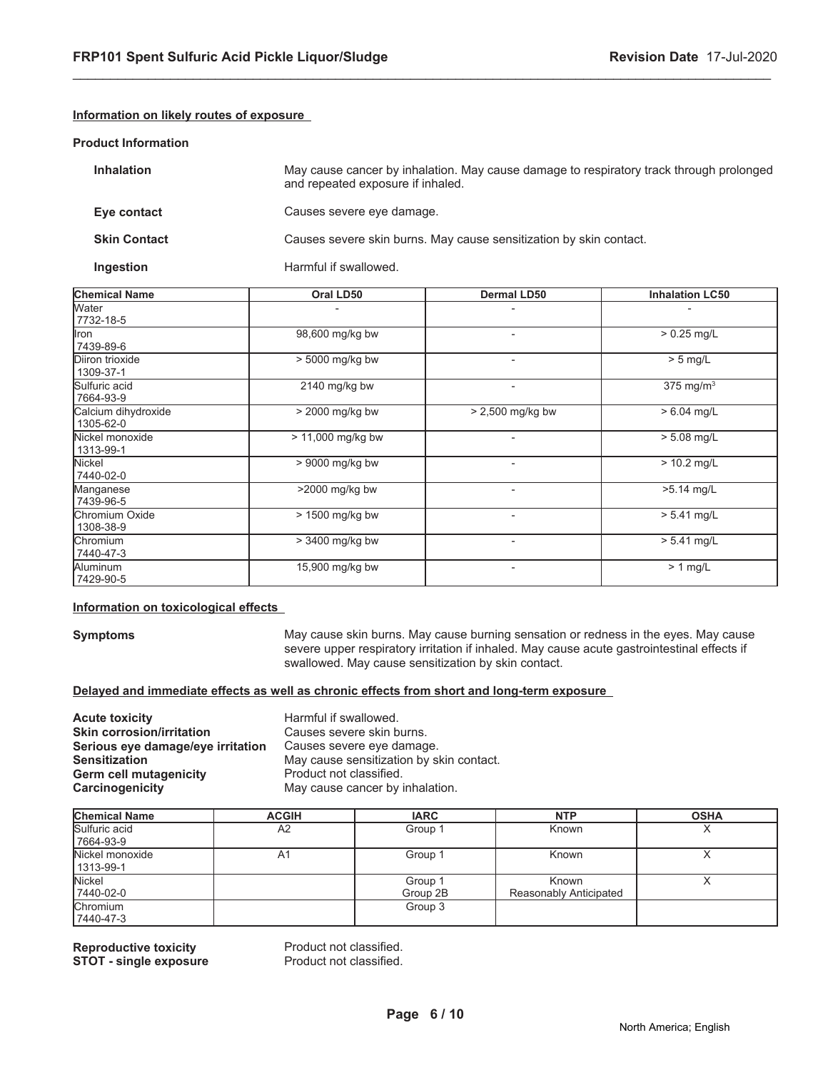#### Information on likely routes of exposure

**Product Information**

**Inhalation** May cause cancer by inhalation. May cause damage to respiratory track through prolonged and repeated exposure if inhaled.

**Eye contact** Causes severe eye damage.

**Skin Contact** Causes severe skin burns. May cause sensitization by skin contact.

**Ingestion** Harmful if swallowed.

| Chemical Name | Oral LD50 | Dermal LD50 | Inhalation LC50 |
|---|---|---|---|
| Water 7732-18-5 | - | - | - |
| Iron 7439-89-6 | 98,600 mg/kg bw | - | > 0.25 mg/L |
| Diiron trioxide 1309-37-1 | > 5000 mg/kg bw | - | > 5 mg/L |
| Sulfuric acid 7664-93-9 | 2140 mg/kg bw | - | 375 mg/m$^3$ |
| Calcium dihydroxide 1305-62-0 | > 2000 mg/kg bw | > 2,500 mg/kg bw | > 6.04 mg/L |
| Nickel monoxide 1313-99-1 | > 11,000 mg/kg bw | - | > 5.08 mg/L |
| Nickel 7440-02-0 | > 9000 mg/kg bw | - | > 10.2 mg/L |
| Manganese 7439-96-5 | >2000 mg/kg bw | - | >5.14 mg/L |
| Chromium Oxide 1308-38-9 | > 1500 mg/kg bw | - | > 5.41 mg/L |
| Chromium 7440-47-3 | > 3400 mg/kg bw | - | > 5.41 mg/L |
| Aluminum 7429-90-5 | 15,900 mg/kg bw | - | > 1 mg/L |

#### Information on toxicological effects

**Symptoms** May cause skin burns. May cause burning sensation or redness in the eyes. May cause severe upper respiratory irritation if inhaled. May cause acute gastrointestinal effects if swallowed. May cause sensitization by skin contact.

#### Delayed and immediate effects as well as chronic effects from short and long-term exposure

**Acute toxicity** Harmful if swallowed.
**Skin corrosion/irritation** Causes severe skin burns.
**Serious eye damage/eye irritation** Causes severe eye damage.
**Sensitization** May cause sensitization by skin contact.
**Germ cell mutagenicity** Product not classified.
**Carcinogenicity** May cause cancer by inhalation.

| Chemical Name | ACGIH | IARC | NTP | OSHA |
|---|---|---|---|---|
| Sulfuric acid 7664-93-9 | A2 | Group 1 | Known | X |
| Nickel monoxide 1313-99-1 | A1 | Group 1 | Known | X |
| Nickel 7440-02-0 | | Group 1 Group 2B | Known Reasonably Anticipated | X |
| Chromium 7440-47-3 | | Group 3 | | |

**Reproductive toxicity** Product not classified.
**STOT - single exposure** Product not classified.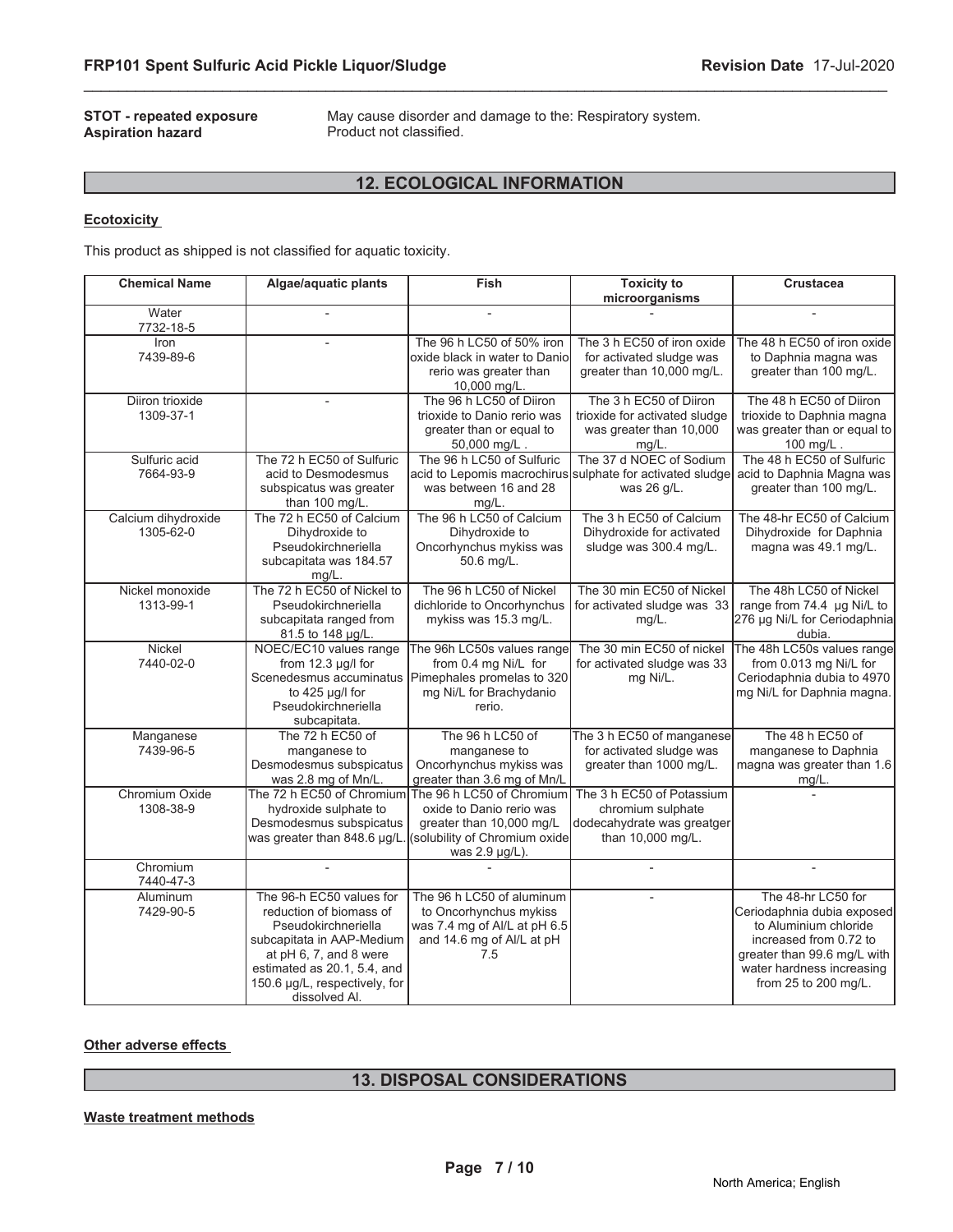**STOT - repeated exposure** May cause disorder and damage to the: Respiratory system.
**Aspiration hazard** Product not classified.

## 12. ECOLOGICAL INFORMATION

**Ecotoxicity**

This product as shipped is not classified for aquatic toxicity.

| Chemical Name | Algae/aquatic plants | Fish | Toxicity to microorganisms | Crustacea |
|---|---|---|---|---|
| Water 7732-18-5 | - | - | - | - |
| Iron 7439-89-6 | - | The 96 h LC50 of 50% iron oxide black in water to Danio rerio was greater than 10,000 mg/L. | The 3 h EC50 of iron oxide for activated sludge was greater than 10,000 mg/L. | The 48 h EC50 of iron oxide to Daphnia magna was greater than 100 mg/L. |
| Diiron trioxide 1309-37-1 | - | The 96 h LC50 of Diiron trioxide to Danio rerio was greater than or equal to 50,000 mg/L . | The 3 h EC50 of Diiron trioxide for activated sludge was greater than 10,000 mg/L. | The 48 h EC50 of Diiron trioxide to Daphnia magna was greater than or equal to 100 mg/L . |
| Sulfuric acid 7664-93-9 | The 72 h EC50 of Sulfuric acid to Desmodesmus subspicatus was greater than 100 mg/L. | The 96 h LC50 of Sulfuric acid to Lepomis macrochirus was between 16 and 28 mg/L. | The 37 d NOEC of Sodium sulphate for activated sludge was 26 g/L. | The 48 h EC50 of Sulfuric acid to Daphnia Magna was greater than 100 mg/L. |
| Calcium dihydroxide 1305-62-0 | The 72 h EC50 of Calcium Dihydroxide to Pseudokirchneriella subcapitata was 184.57 mg/L. | The 96 h LC50 of Calcium Dihydroxide to Oncorhynchus mykiss was 50.6 mg/L. | The 3 h EC50 of Calcium Dihydroxide for activated sludge was 300.4 mg/L. | The 48-hr EC50 of Calcium Dihydroxide for Daphnia magna was 49.1 mg/L. |
| Nickel monoxide 1313-99-1 | The 72 h EC50 of Nickel to Pseudokirchneriella subcapitata ranged from 81.5 to 148 µg/L. | The 96 h LC50 of Nickel dichloride to Oncorhynchus mykiss was 15.3 mg/L. | The 30 min EC50 of Nickel for activated sludge was 33 mg/L. | The 48h LC50 of Nickel range from 74.4 µg Ni/L to 276 µg Ni/L for Ceriodaphnia dubia. |
| Nickel 7440-02-0 | NOEC/EC10 values range from 12.3 µg/l for Scenedesmus accuminatus to 425 µg/l for Pseudokirchneriella subcapitata. | The 96h LC50s values range from 0.4 mg Ni/L for Pimephales promelas to 320 mg Ni/L for Brachydanio rerio. | The 30 min EC50 of nickel for activated sludge was 33 mg Ni/L. | The 48h LC50s values range from 0.013 mg Ni/L for Ceriodaphnia dubia to 4970 mg Ni/L for Daphnia magna. |
| Manganese 7439-96-5 | The 72 h EC50 of manganese to Desmodesmus subspicatus was 2.8 mg of Mn/L. | The 96 h LC50 of manganese to Oncorhynchus mykiss was greater than 3.6 mg of Mn/L | The 3 h EC50 of manganese for activated sludge was greater than 1000 mg/L. | The 48 h EC50 of manganese to Daphnia magna was greater than 1.6 mg/L. |
| Chromium Oxide 1308-38-9 | The 72 h EC50 of Chromium hydroxide sulphate to Desmodesmus subspicatus was greater than 848.6 µg/L. | The 96 h LC50 of Chromium oxide to Danio rerio was greater than 10,000 mg/L (solubility of Chromium oxide was 2.9 µg/L). | The 3 h EC50 of Potassium chromium sulphate dodecahydrate was greatger than 10,000 mg/L. | - |
| Chromium 7440-47-3 | - | - | - | - |
| Aluminum 7429-90-5 | The 96-h EC50 values for reduction of biomass of Pseudokirchneriella subcapitata in AAP-Medium at pH 6, 7, and 8 were estimated as 20.1, 5.4, and 150.6 µg/L, respectively, for dissolved Al. | The 96 h LC50 of aluminum to Oncorhynchus mykiss was 7.4 mg of Al/L at pH 6.5 and 14.6 mg of Al/L at pH 7.5 | - | The 48-hr LC50 for Ceriodaphnia dubia exposed to Aluminium chloride increased from 0.72 to greater than 99.6 mg/L with water hardness increasing from 25 to 200 mg/L. |

**Other adverse effects**

## 13. DISPOSAL CONSIDERATIONS

**Waste treatment methods**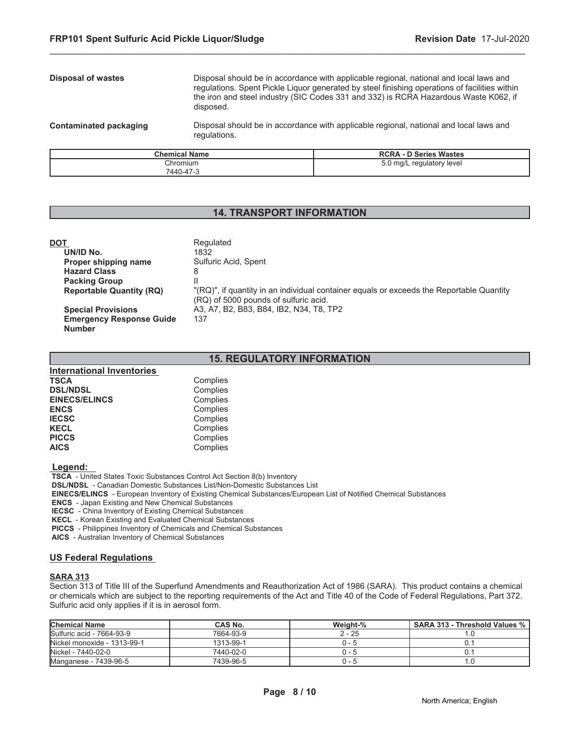**Disposal of wastes** — Disposal should be in accordance with applicable regional, national and local laws and regulations. Spent Pickle Liquor generated by steel finishing operations of facilities within the iron and steel industry (SIC Codes 331 and 332) is RCRA Hazardous Waste K062, if disposed.

**Contaminated packaging** — Disposal should be in accordance with applicable regional, national and local laws and regulations.

| Chemical Name | RCRA - D Series Wastes |
| --- | --- |
| Chromium 7440-47-3 | 5.0 mg/L regulatory level |

## 14. TRANSPORT INFORMATION

**DOT** — Regulated

| | |
| --- | --- |
| **UN/ID No.** | 1832 |
| **Proper shipping name** | Sulfuric Acid, Spent |
| **Hazard Class** | 8 |
| **Packing Group** | II |
| **Reportable Quantity (RQ)** | "(RQ)", if quantity in an individual container equals or exceeds the Reportable Quantity (RQ) of 5000 pounds of sulfuric acid. |
| **Special Provisions** | A3, A7, B2, B83, B84, IB2, N34, T8, TP2 |
| **Emergency Response Guide Number** | 137 |

## 15. REGULATORY INFORMATION

### International Inventories

| | |
| --- | --- |
| **TSCA** | Complies |
| **DSL/NDSL** | Complies |
| **EINECS/ELINCS** | Complies |
| **ENCS** | Complies |
| **IECSC** | Complies |
| **KECL** | Complies |
| **PICCS** | Complies |
| **AICS** | Complies |

**Legend:**

**TSCA** - United States Toxic Substances Control Act Section 8(b) Inventory
**DSL/NDSL** - Canadian Domestic Substances List/Non-Domestic Substances List
**EINECS/ELINCS** - European Inventory of Existing Chemical Substances/European List of Notified Chemical Substances
**ENCS** - Japan Existing and New Chemical Substances
**IECSC** - China Inventory of Existing Chemical Substances
**KECL** - Korean Existing and Evaluated Chemical Substances
**PICCS** - Philippines Inventory of Chemicals and Chemical Substances
**AICS** - Australian Inventory of Chemical Substances

### US Federal Regulations

**SARA 313**

Section 313 of Title III of the Superfund Amendments and Reauthorization Act of 1986 (SARA). This product contains a chemical or chemicals which are subject to the reporting requirements of the Act and Title 40 of the Code of Federal Regulations, Part 372. Sulfuric acid only applies if it is in aerosol form.

| Chemical Name | CAS No. | Weight-% | SARA 313 - Threshold Values % |
| --- | --- | --- | --- |
| Sulfuric acid - 7664-93-9 | 7664-93-9 | 2 - 25 | 1.0 |
| Nickel monoxide - 1313-99-1 | 1313-99-1 | 0 - 5 | 0.1 |
| Nickel - 7440-02-0 | 7440-02-0 | 0 - 5 | 0.1 |
| Manganese - 7439-96-5 | 7439-96-5 | 0 - 5 | 1.0 |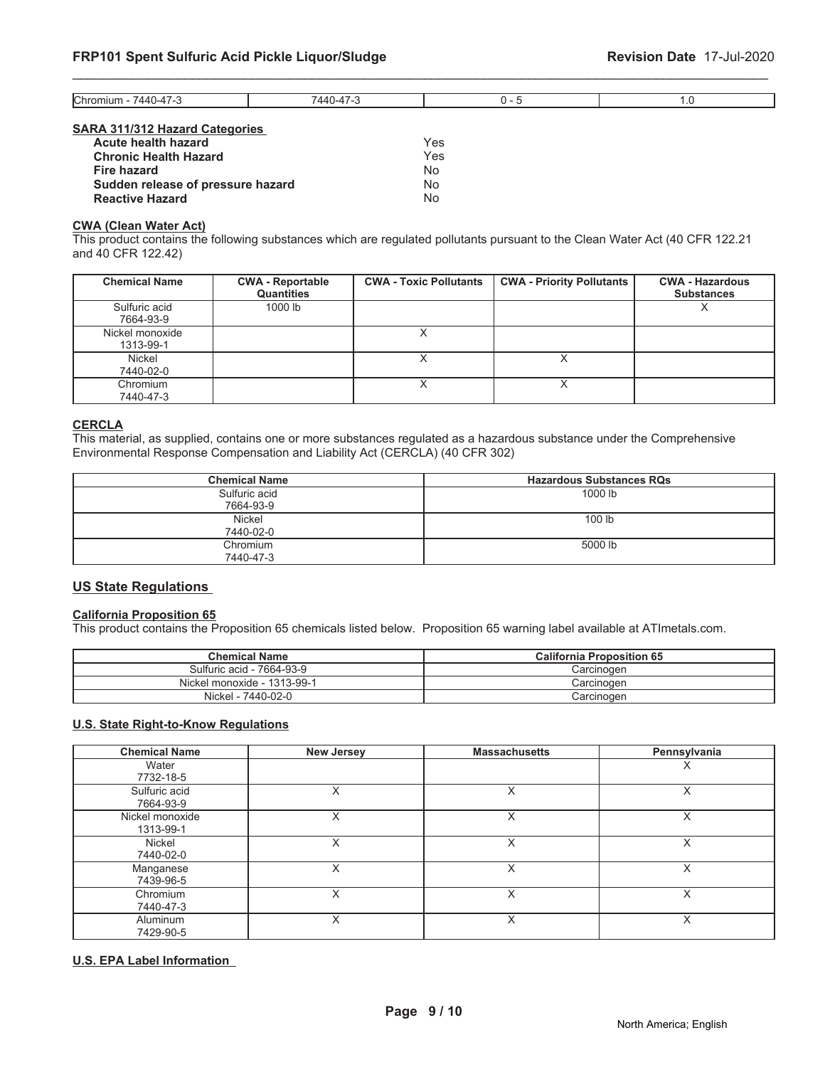| Chromium - 7440-47-3 | 7440-47-3 | 0 - 5 | 1.0 |
|---|---|---|---|

**SARA 311/312 Hazard Categories**

| | |
|---|---|
| **Acute health hazard** | Yes |
| **Chronic Health Hazard** | Yes |
| **Fire hazard** | No |
| **Sudden release of pressure hazard** | No |
| **Reactive Hazard** | No |

**CWA (Clean Water Act)**

This product contains the following substances which are regulated pollutants pursuant to the Clean Water Act (40 CFR 122.21 and 40 CFR 122.42)

| Chemical Name | CWA - Reportable Quantities | CWA - Toxic Pollutants | CWA - Priority Pollutants | CWA - Hazardous Substances |
|---|---|---|---|---|
| Sulfuric acid 7664-93-9 | 1000 lb | | | X |
| Nickel monoxide 1313-99-1 | | X | | |
| Nickel 7440-02-0 | | X | X | |
| Chromium 7440-47-3 | | X | X | |

**CERCLA**

This material, as supplied, contains one or more substances regulated as a hazardous substance under the Comprehensive Environmental Response Compensation and Liability Act (CERCLA) (40 CFR 302)

| Chemical Name | Hazardous Substances RQs |
|---|---|
| Sulfuric acid 7664-93-9 | 1000 lb |
| Nickel 7440-02-0 | 100 lb |
| Chromium 7440-47-3 | 5000 lb |

## US State Regulations

**California Proposition 65**

This product contains the Proposition 65 chemicals listed below. Proposition 65 warning label available at ATImetals.com.

| Chemical Name | California Proposition 65 |
|---|---|
| Sulfuric acid - 7664-93-9 | Carcinogen |
| Nickel monoxide - 1313-99-1 | Carcinogen |
| Nickel - 7440-02-0 | Carcinogen |

**U.S. State Right-to-Know Regulations**

| Chemical Name | New Jersey | Massachusetts | Pennsylvania |
|---|---|---|---|
| Water 7732-18-5 | | | X |
| Sulfuric acid 7664-93-9 | X | X | X |
| Nickel monoxide 1313-99-1 | X | X | X |
| Nickel 7440-02-0 | X | X | X |
| Manganese 7439-96-5 | X | X | X |
| Chromium 7440-47-3 | X | X | X |
| Aluminum 7429-90-5 | X | X | X |

**U.S. EPA Label Information**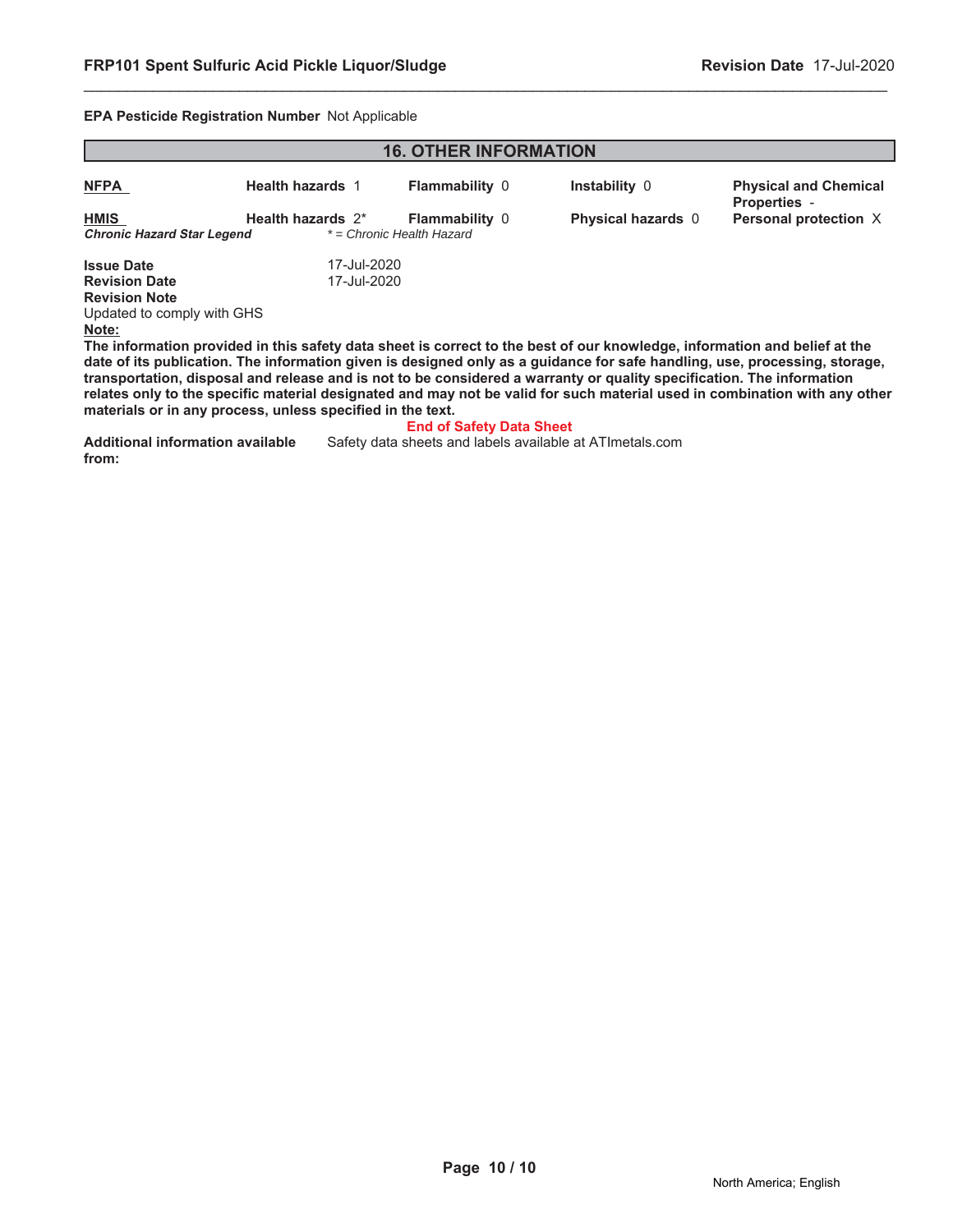**EPA Pesticide Registration Number** Not Applicable

## 16. OTHER INFORMATION

| | | | | |
|---|---|---|---|---|
| **NFPA** | **Health hazards** 1 | **Flammability** 0 | **Instability** 0 | **Physical and Chemical Properties** - |
| **HMIS** | **Health hazards** 2* | **Flammability** 0 | **Physical hazards** 0 | **Personal protection** X |

***Chronic Hazard Star Legend*** *\* = Chronic Health Hazard*

**Issue Date** 17-Jul-2020
**Revision Date** 17-Jul-2020
**Revision Note**
Updated to comply with GHS

**Note:**

**The information provided in this safety data sheet is correct to the best of our knowledge, information and belief at the date of its publication. The information given is designed only as a guidance for safe handling, use, processing, storage, transportation, disposal and release and is not to be considered a warranty or quality specification. The information relates only to the specific material designated and may not be valid for such material used in combination with any other materials or in any process, unless specified in the text.**

**End of Safety Data Sheet**

**Additional information available from:** Safety data sheets and labels available at ATImetals.com